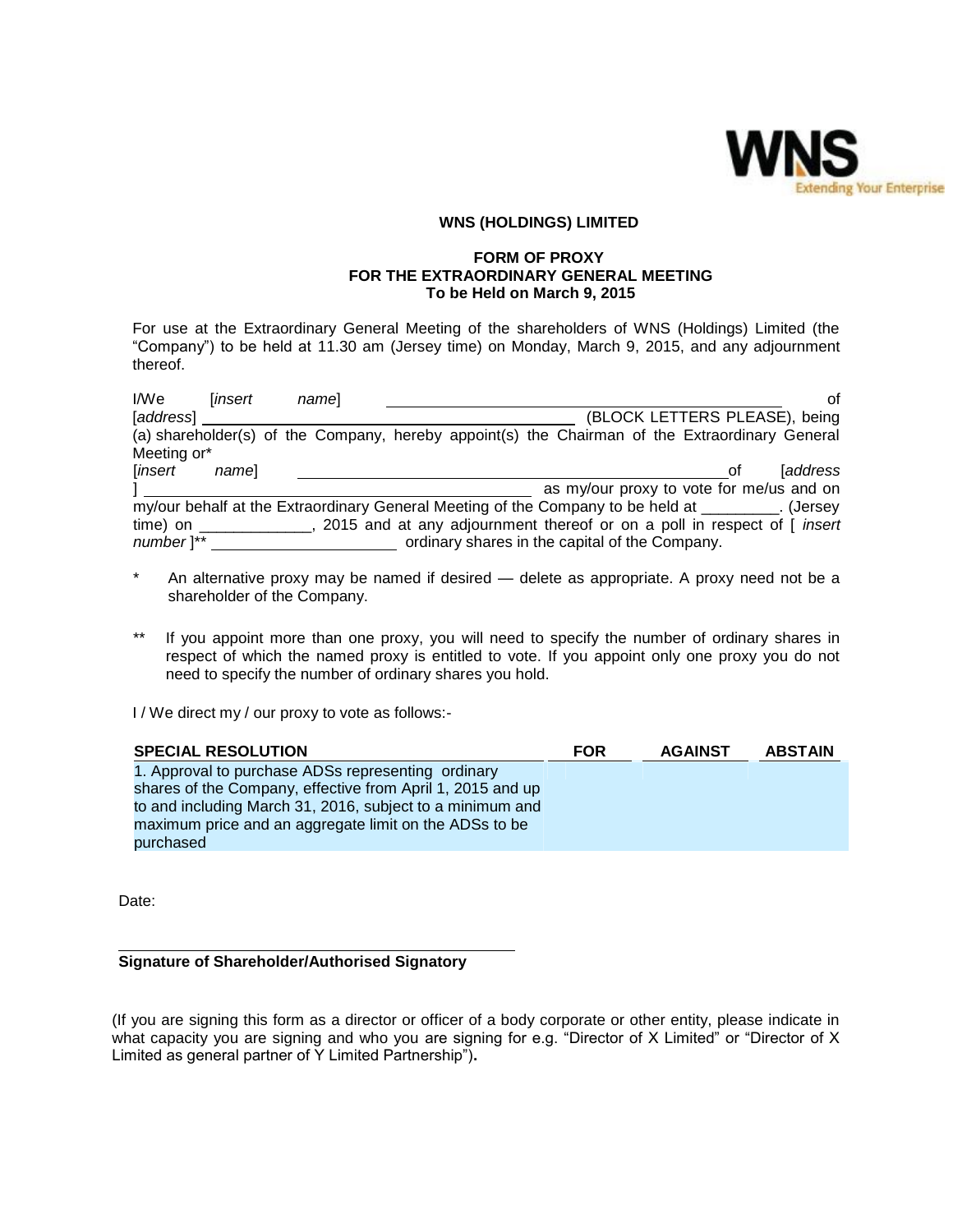WNS Extending Your Enterprise

**WNS (HOLDINGS) LIMITED**

**FORM OF PROXY**
**FOR THE EXTRAORDINARY GENERAL MEETING**
**To be Held on March 9, 2015**

For use at the Extraordinary General Meeting of the shareholders of WNS (Holdings) Limited (the "Company") to be held at 11.30 am (Jersey time) on Monday, March 9, 2015, and any adjournment thereof.

I/We [*insert name*] ______________________________ of [*address*] ______________________________ (BLOCK LETTERS PLEASE), being (a) shareholder(s) of the Company, hereby appoint(s) the Chairman of the Extraordinary General Meeting or*
[*insert name*] ______________________________ of [*address*] ______________________________ as my/our proxy to vote for me/us and on my/our behalf at the Extraordinary General Meeting of the Company to be held at _________. (Jersey time) on _____________, 2015 and at any adjournment thereof or on a poll in respect of [ *insert number* ]** ____________________ ordinary shares in the capital of the Company.

\* An alternative proxy may be named if desired — delete as appropriate. A proxy need not be a shareholder of the Company.

\*\* If you appoint more than one proxy, you will need to specify the number of ordinary shares in respect of which the named proxy is entitled to vote. If you appoint only one proxy you do not need to specify the number of ordinary shares you hold.

I / We direct my / our proxy to vote as follows:-

| SPECIAL RESOLUTION | FOR | AGAINST | ABSTAIN |
|---|---|---|---|
| 1. Approval to purchase ADSs representing ordinary shares of the Company, effective from April 1, 2015 and up to and including March 31, 2016, subject to a minimum and maximum price and an aggregate limit on the ADSs to be purchased | | | |

Date:

______________________________
**Signature of Shareholder/Authorised Signatory**

(If you are signing this form as a director or officer of a body corporate or other entity, please indicate in what capacity you are signing and who you are signing for e.g. "Director of X Limited" or "Director of X Limited as general partner of Y Limited Partnership")**.**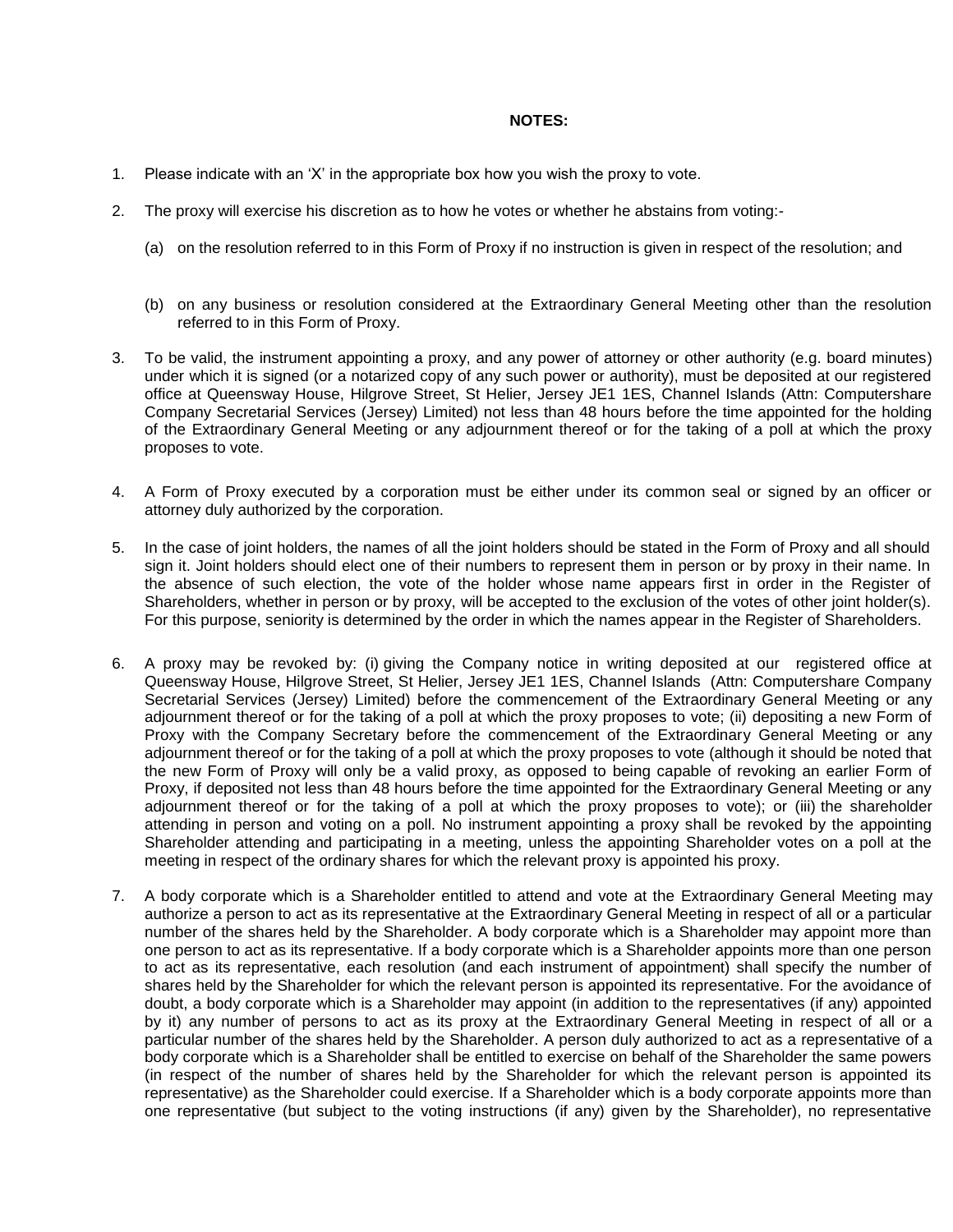**NOTES:**

1. Please indicate with an 'X' in the appropriate box how you wish the proxy to vote.

2. The proxy will exercise his discretion as to how he votes or whether he abstains from voting:-

   (a) on the resolution referred to in this Form of Proxy if no instruction is given in respect of the resolution; and

   (b) on any business or resolution considered at the Extraordinary General Meeting other than the resolution referred to in this Form of Proxy.

3. To be valid, the instrument appointing a proxy, and any power of attorney or other authority (e.g. board minutes) under which it is signed (or a notarized copy of any such power or authority), must be deposited at our registered office at Queensway House, Hilgrove Street, St Helier, Jersey JE1 1ES, Channel Islands (Attn: Computershare Company Secretarial Services (Jersey) Limited) not less than 48 hours before the time appointed for the holding of the Extraordinary General Meeting or any adjournment thereof or for the taking of a poll at which the proxy proposes to vote.

4. A Form of Proxy executed by a corporation must be either under its common seal or signed by an officer or attorney duly authorized by the corporation.

5. In the case of joint holders, the names of all the joint holders should be stated in the Form of Proxy and all should sign it. Joint holders should elect one of their numbers to represent them in person or by proxy in their name. In the absence of such election, the vote of the holder whose name appears first in order in the Register of Shareholders, whether in person or by proxy, will be accepted to the exclusion of the votes of other joint holder(s). For this purpose, seniority is determined by the order in which the names appear in the Register of Shareholders.

6. A proxy may be revoked by: (i) giving the Company notice in writing deposited at our registered office at Queensway House, Hilgrove Street, St Helier, Jersey JE1 1ES, Channel Islands (Attn: Computershare Company Secretarial Services (Jersey) Limited) before the commencement of the Extraordinary General Meeting or any adjournment thereof or for the taking of a poll at which the proxy proposes to vote; (ii) depositing a new Form of Proxy with the Company Secretary before the commencement of the Extraordinary General Meeting or any adjournment thereof or for the taking of a poll at which the proxy proposes to vote (although it should be noted that the new Form of Proxy will only be a valid proxy, as opposed to being capable of revoking an earlier Form of Proxy, if deposited not less than 48 hours before the time appointed for the Extraordinary General Meeting or any adjournment thereof or for the taking of a poll at which the proxy proposes to vote); or (iii) the shareholder attending in person and voting on a poll. No instrument appointing a proxy shall be revoked by the appointing Shareholder attending and participating in a meeting, unless the appointing Shareholder votes on a poll at the meeting in respect of the ordinary shares for which the relevant proxy is appointed his proxy.

7. A body corporate which is a Shareholder entitled to attend and vote at the Extraordinary General Meeting may authorize a person to act as its representative at the Extraordinary General Meeting in respect of all or a particular number of the shares held by the Shareholder. A body corporate which is a Shareholder may appoint more than one person to act as its representative. If a body corporate which is a Shareholder appoints more than one person to act as its representative, each resolution (and each instrument of appointment) shall specify the number of shares held by the Shareholder for which the relevant person is appointed its representative. For the avoidance of doubt, a body corporate which is a Shareholder may appoint (in addition to the representatives (if any) appointed by it) any number of persons to act as its proxy at the Extraordinary General Meeting in respect of all or a particular number of the shares held by the Shareholder. A person duly authorized to act as a representative of a body corporate which is a Shareholder shall be entitled to exercise on behalf of the Shareholder the same powers (in respect of the number of shares held by the Shareholder for which the relevant person is appointed its representative) as the Shareholder could exercise. If a Shareholder which is a body corporate appoints more than one representative (but subject to the voting instructions (if any) given by the Shareholder), no representative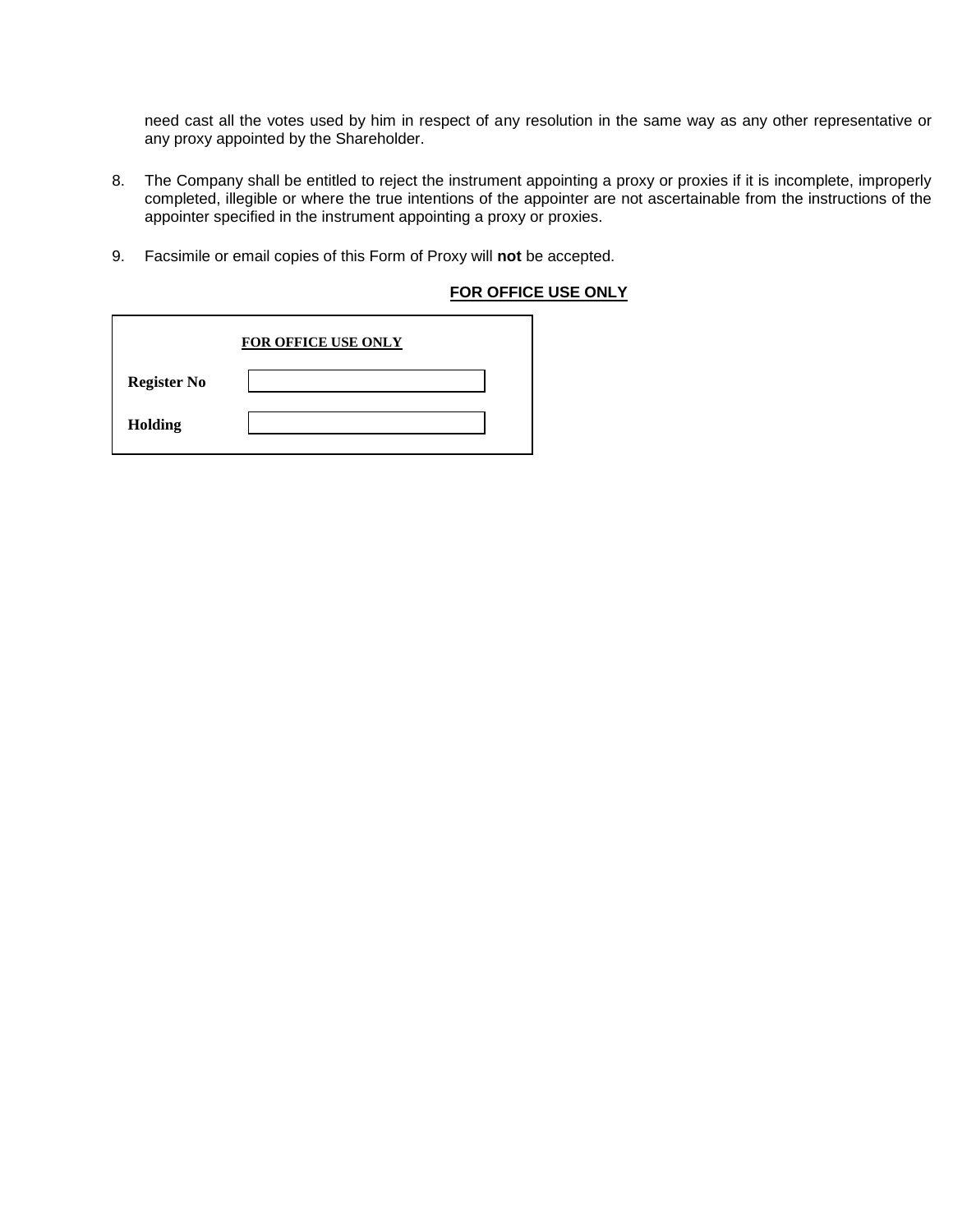need cast all the votes used by him in respect of any resolution in the same way as any other representative or any proxy appointed by the Shareholder.

8. The Company shall be entitled to reject the instrument appointing a proxy or proxies if it is incomplete, improperly completed, illegible or where the true intentions of the appointer are not ascertainable from the instructions of the appointer specified in the instrument appointing a proxy or proxies.

9. Facsimile or email copies of this Form of Proxy will **not** be accepted.

**FOR OFFICE USE ONLY**

**FOR OFFICE USE ONLY**

| | |
|---|---|
| **Register No** | |
| **Holding** | |